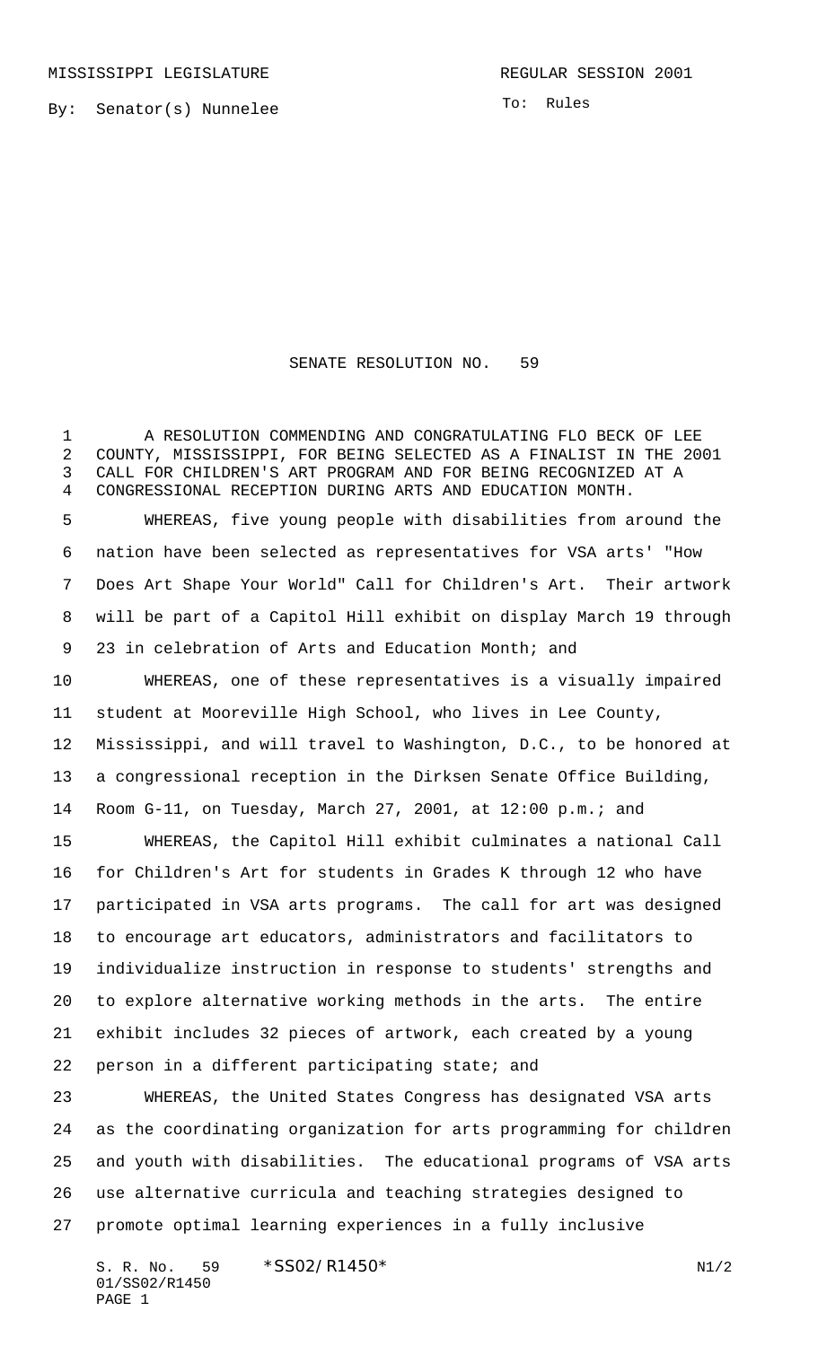MISSISSIPPI LEGISLATURE REGULAR SESSION 2001

By: Senator(s) Nunnelee

To: Rules

# SENATE RESOLUTION NO. 59

A RESOLUTION COMMENDING AND CONGRATULATING FLO BECK OF LEE COUNTY, MISSISSIPPI, FOR BEING SELECTED AS A FINALIST IN THE 2001 CALL FOR CHILDREN'S ART PROGRAM AND FOR BEING RECOGNIZED AT A CONGRESSIONAL RECEPTION DURING ARTS AND EDUCATION MONTH.

WHEREAS, five young people with disabilities from around the nation have been selected as representatives for VSA arts' "How Does Art Shape Your World" Call for Children's Art. Their artwork will be part of a Capitol Hill exhibit on display March 19 through 23 in celebration of Arts and Education Month; and

WHEREAS, one of these representatives is a visually impaired student at Mooreville High School, who lives in Lee County, Mississippi, and will travel to Washington, D.C., to be honored at a congressional reception in the Dirksen Senate Office Building, Room G-11, on Tuesday, March 27, 2001, at 12:00 p.m.; and

WHEREAS, the Capitol Hill exhibit culminates a national Call for Children's Art for students in Grades K through 12 who have participated in VSA arts programs. The call for art was designed to encourage art educators, administrators and facilitators to individualize instruction in response to students' strengths and to explore alternative working methods in the arts. The entire exhibit includes 32 pieces of artwork, each created by a young person in a different participating state; and

WHEREAS, the United States Congress has designated VSA arts as the coordinating organization for arts programming for children and youth with disabilities. The educational programs of VSA arts use alternative curricula and teaching strategies designed to promote optimal learning experiences in a fully inclusive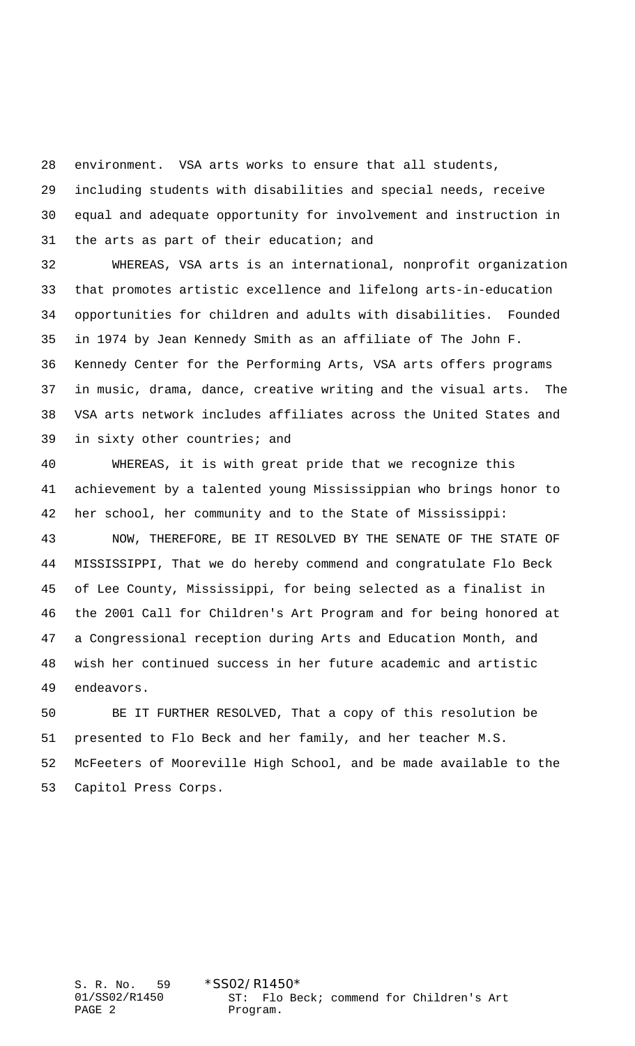environment. VSA arts works to ensure that all students, including students with disabilities and special needs, receive equal and adequate opportunity for involvement and instruction in the arts as part of their education; and

WHEREAS, VSA arts is an international, nonprofit organization that promotes artistic excellence and lifelong arts-in-education opportunities for children and adults with disabilities. Founded in 1974 by Jean Kennedy Smith as an affiliate of The John F. Kennedy Center for the Performing Arts, VSA arts offers programs in music, drama, dance, creative writing and the visual arts. The VSA arts network includes affiliates across the United States and in sixty other countries; and

WHEREAS, it is with great pride that we recognize this achievement by a talented young Mississippian who brings honor to her school, her community and to the State of Mississippi:

NOW, THEREFORE, BE IT RESOLVED BY THE SENATE OF THE STATE OF MISSISSIPPI, That we do hereby commend and congratulate Flo Beck of Lee County, Mississippi, for being selected as a finalist in the 2001 Call for Children's Art Program and for being honored at a Congressional reception during Arts and Education Month, and wish her continued success in her future academic and artistic endeavors.

BE IT FURTHER RESOLVED, That a copy of this resolution be presented to Flo Beck and her family, and her teacher M.S. McFeeters of Mooreville High School, and be made available to the Capitol Press Corps.